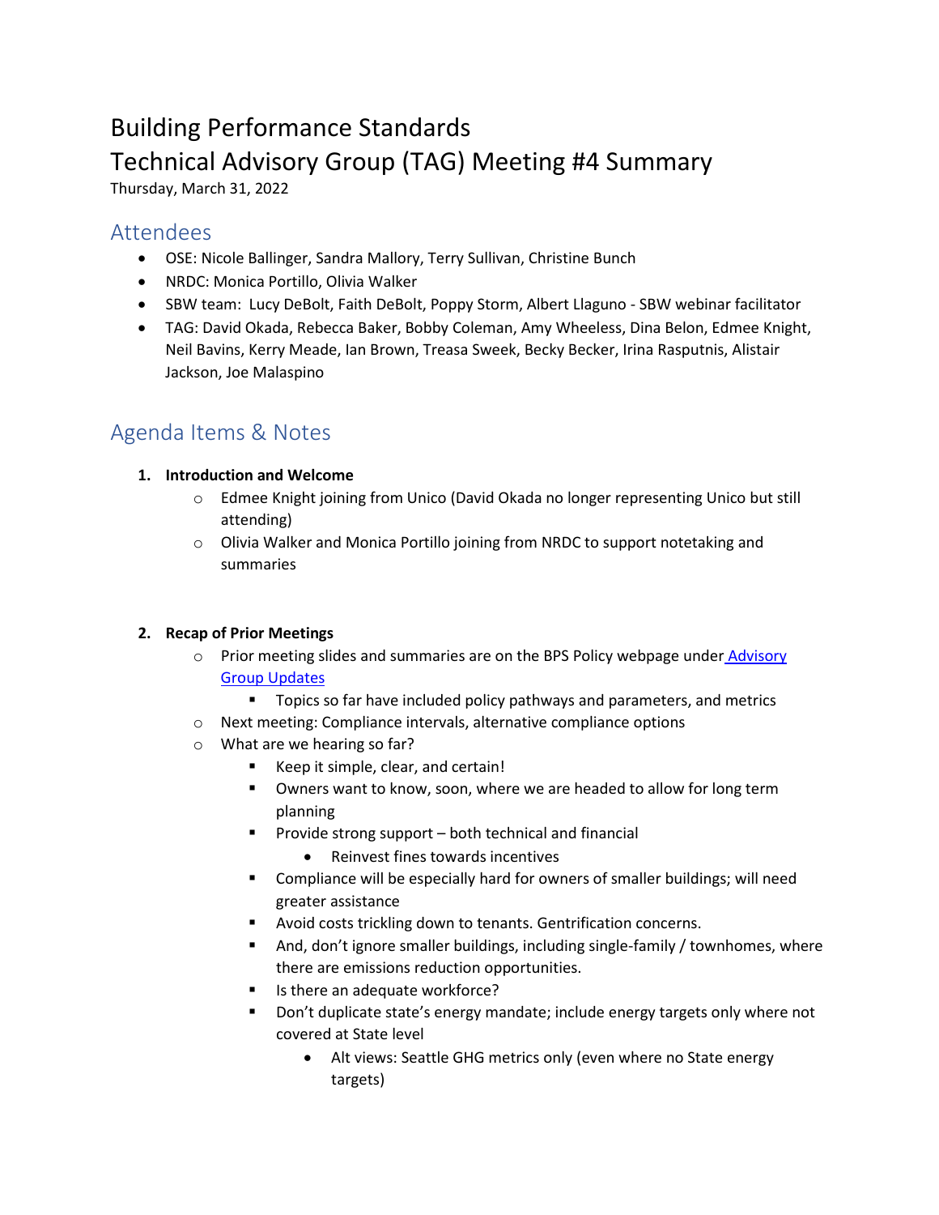# Building Performance Standards
# Technical Advisory Group (TAG) Meeting #4 Summary

Thursday, March 31, 2022

## Attendees

- OSE: Nicole Ballinger, Sandra Mallory, Terry Sullivan, Christine Bunch
- NRDC: Monica Portillo, Olivia Walker
- SBW team: Lucy DeBolt, Faith DeBolt, Poppy Storm, Albert Llaguno - SBW webinar facilitator
- TAG: David Okada, Rebecca Baker, Bobby Coleman, Amy Wheeless, Dina Belon, Edmee Knight, Neil Bavins, Kerry Meade, Ian Brown, Treasa Sweek, Becky Becker, Irina Rasputnis, Alistair Jackson, Joe Malaspino

## Agenda Items & Notes

1. **Introduction and Welcome**
   - Edmee Knight joining from Unico (David Okada no longer representing Unico but still attending)
   - Olivia Walker and Monica Portillo joining from NRDC to support notetaking and summaries

2. **Recap of Prior Meetings**
   - Prior meeting slides and summaries are on the BPS Policy webpage under [Advisory Group Updates]()
     - Topics so far have included policy pathways and parameters, and metrics
   - Next meeting: Compliance intervals, alternative compliance options
   - What are we hearing so far?
     - Keep it simple, clear, and certain!
     - Owners want to know, soon, where we are headed to allow for long term planning
     - Provide strong support – both technical and financial
       - Reinvest fines towards incentives
     - Compliance will be especially hard for owners of smaller buildings; will need greater assistance
     - Avoid costs trickling down to tenants. Gentrification concerns.
     - And, don't ignore smaller buildings, including single-family / townhomes, where there are emissions reduction opportunities.
     - Is there an adequate workforce?
     - Don't duplicate state's energy mandate; include energy targets only where not covered at State level
       - Alt views: Seattle GHG metrics only (even where no State energy targets)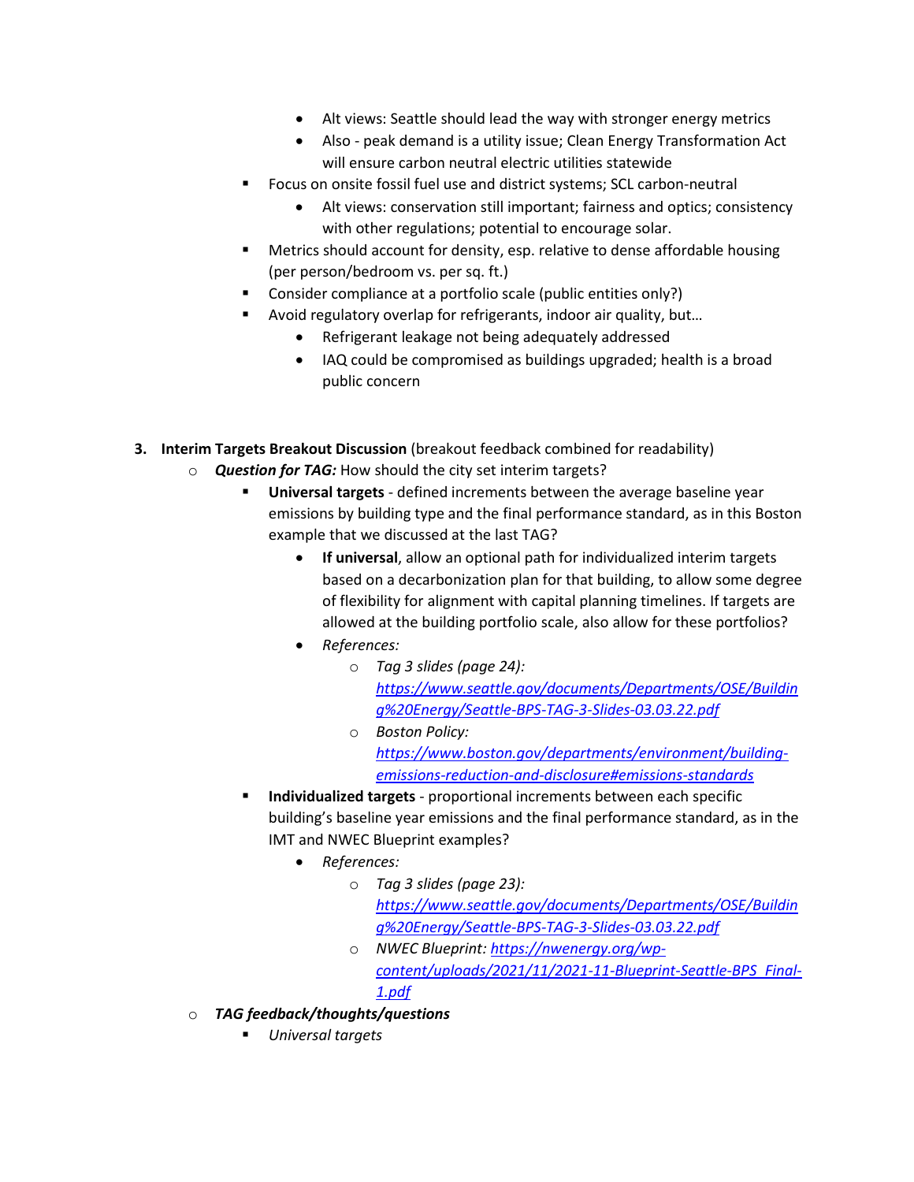- Alt views: Seattle should lead the way with stronger energy metrics
      - Also - peak demand is a utility issue; Clean Energy Transformation Act will ensure carbon neutral electric utilities statewide
    - Focus on onsite fossil fuel use and district systems; SCL carbon-neutral
      - Alt views: conservation still important; fairness and optics; consistency with other regulations; potential to encourage solar.
    - Metrics should account for density, esp. relative to dense affordable housing (per person/bedroom vs. per sq. ft.)
    - Consider compliance at a portfolio scale (public entities only?)
    - Avoid regulatory overlap for refrigerants, indoor air quality, but…
      - Refrigerant leakage not being adequately addressed
      - IAQ could be compromised as buildings upgraded; health is a broad public concern

3. **Interim Targets Breakout Discussion** (breakout feedback combined for readability)
   - ***Question for TAG:*** How should the city set interim targets?
     - **Universal targets** - defined increments between the average baseline year emissions by building type and the final performance standard, as in this Boston example that we discussed at the last TAG?
       - **If universal**, allow an optional path for individualized interim targets based on a decarbonization plan for that building, to allow some degree of flexibility for alignment with capital planning timelines. If targets are allowed at the building portfolio scale, also allow for these portfolios?
       - *References:*
         - *Tag 3 slides (page 24):* [https://www.seattle.gov/documents/Departments/OSE/Building%20Energy/Seattle-BPS-TAG-3-Slides-03.03.22.pdf](https://www.seattle.gov/documents/Departments/OSE/Building%20Energy/Seattle-BPS-TAG-3-Slides-03.03.22.pdf)
         - *Boston Policy:* [https://www.boston.gov/departments/environment/building-emissions-reduction-and-disclosure#emissions-standards](https://www.boston.gov/departments/environment/building-emissions-reduction-and-disclosure#emissions-standards)
     - **Individualized targets** - proportional increments between each specific building's baseline year emissions and the final performance standard, as in the IMT and NWEC Blueprint examples?
       - *References:*
         - *Tag 3 slides (page 23):* [https://www.seattle.gov/documents/Departments/OSE/Building%20Energy/Seattle-BPS-TAG-3-Slides-03.03.22.pdf](https://www.seattle.gov/documents/Departments/OSE/Building%20Energy/Seattle-BPS-TAG-3-Slides-03.03.22.pdf)
         - *NWEC Blueprint:* [https://nwenergy.org/wp-content/uploads/2021/11/2021-11-Blueprint-Seattle-BPS_Final-1.pdf](https://nwenergy.org/wp-content/uploads/2021/11/2021-11-Blueprint-Seattle-BPS_Final-1.pdf)
   - ***TAG feedback/thoughts/questions***
     - *Universal targets*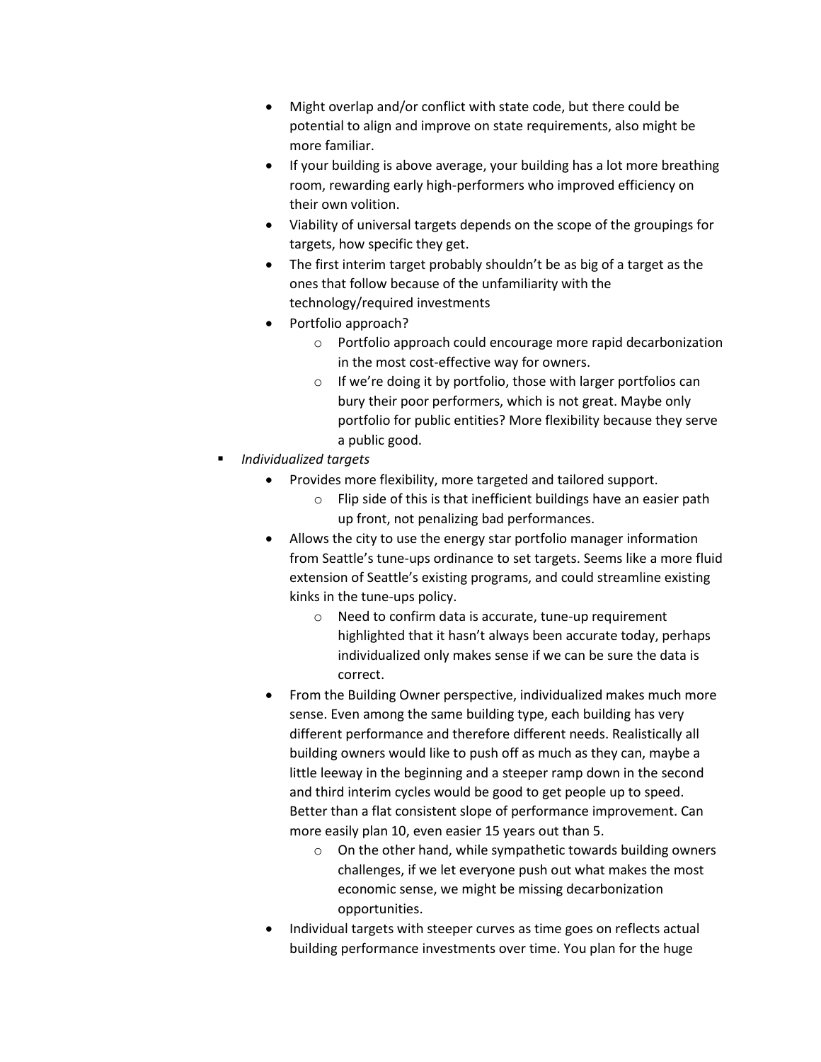- Might overlap and/or conflict with state code, but there could be potential to align and improve on state requirements, also might be more familiar.
- If your building is above average, your building has a lot more breathing room, rewarding early high-performers who improved efficiency on their own volition.
- Viability of universal targets depends on the scope of the groupings for targets, how specific they get.
- The first interim target probably shouldn't be as big of a target as the ones that follow because of the unfamiliarity with the technology/required investments
- Portfolio approach?
  - Portfolio approach could encourage more rapid decarbonization in the most cost-effective way for owners.
  - If we're doing it by portfolio, those with larger portfolios can bury their poor performers, which is not great. Maybe only portfolio for public entities? More flexibility because they serve a public good.

*Individualized targets*

- Provides more flexibility, more targeted and tailored support.
  - Flip side of this is that inefficient buildings have an easier path up front, not penalizing bad performances.
- Allows the city to use the energy star portfolio manager information from Seattle's tune-ups ordinance to set targets. Seems like a more fluid extension of Seattle's existing programs, and could streamline existing kinks in the tune-ups policy.
  - Need to confirm data is accurate, tune-up requirement highlighted that it hasn't always been accurate today, perhaps individualized only makes sense if we can be sure the data is correct.
- From the Building Owner perspective, individualized makes much more sense. Even among the same building type, each building has very different performance and therefore different needs. Realistically all building owners would like to push off as much as they can, maybe a little leeway in the beginning and a steeper ramp down in the second and third interim cycles would be good to get people up to speed. Better than a flat consistent slope of performance improvement. Can more easily plan 10, even easier 15 years out than 5.
  - On the other hand, while sympathetic towards building owners challenges, if we let everyone push out what makes the most economic sense, we might be missing decarbonization opportunities.
- Individual targets with steeper curves as time goes on reflects actual building performance investments over time. You plan for the huge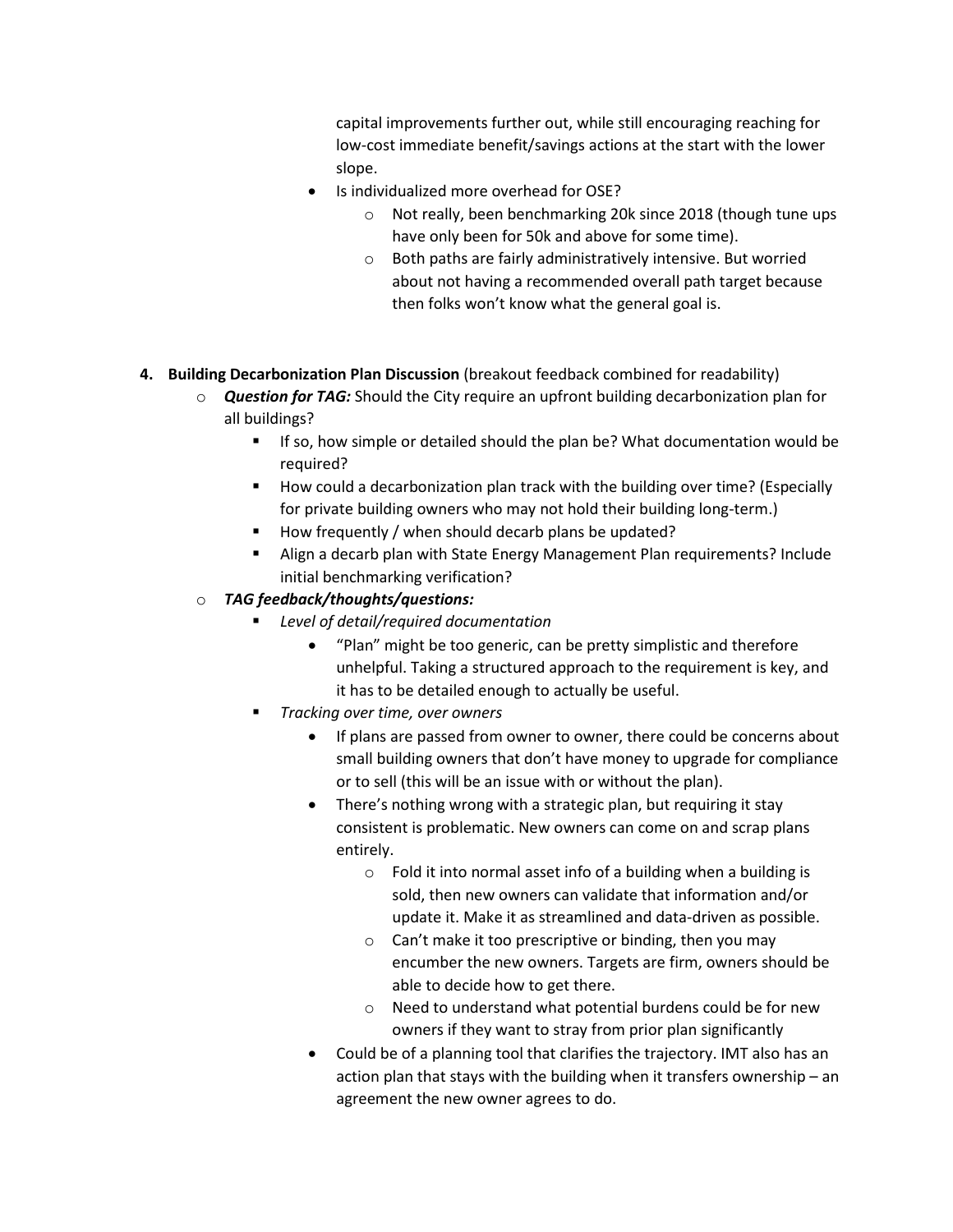capital improvements further out, while still encouraging reaching for low-cost immediate benefit/savings actions at the start with the lower slope.

- Is individualized more overhead for OSE?
    - Not really, been benchmarking 20k since 2018 (though tune ups have only been for 50k and above for some time).
    - Both paths are fairly administratively intensive. But worried about not having a recommended overall path target because then folks won't know what the general goal is.

4. **Building Decarbonization Plan Discussion** (breakout feedback combined for readability)
    - ***Question for TAG:*** Should the City require an upfront building decarbonization plan for all buildings?
        - If so, how simple or detailed should the plan be? What documentation would be required?
        - How could a decarbonization plan track with the building over time? (Especially for private building owners who may not hold their building long-term.)
        - How frequently / when should decarb plans be updated?
        - Align a decarb plan with State Energy Management Plan requirements? Include initial benchmarking verification?
    - ***TAG feedback/thoughts/questions:***
        - *Level of detail/required documentation*
            - "Plan" might be too generic, can be pretty simplistic and therefore unhelpful. Taking a structured approach to the requirement is key, and it has to be detailed enough to actually be useful.
        - *Tracking over time, over owners*
            - If plans are passed from owner to owner, there could be concerns about small building owners that don't have money to upgrade for compliance or to sell (this will be an issue with or without the plan).
            - There's nothing wrong with a strategic plan, but requiring it stay consistent is problematic. New owners can come on and scrap plans entirely.
                - Fold it into normal asset info of a building when a building is sold, then new owners can validate that information and/or update it. Make it as streamlined and data-driven as possible.
                - Can't make it too prescriptive or binding, then you may encumber the new owners. Targets are firm, owners should be able to decide how to get there.
                - Need to understand what potential burdens could be for new owners if they want to stray from prior plan significantly
            - Could be of a planning tool that clarifies the trajectory. IMT also has an action plan that stays with the building when it transfers ownership – an agreement the new owner agrees to do.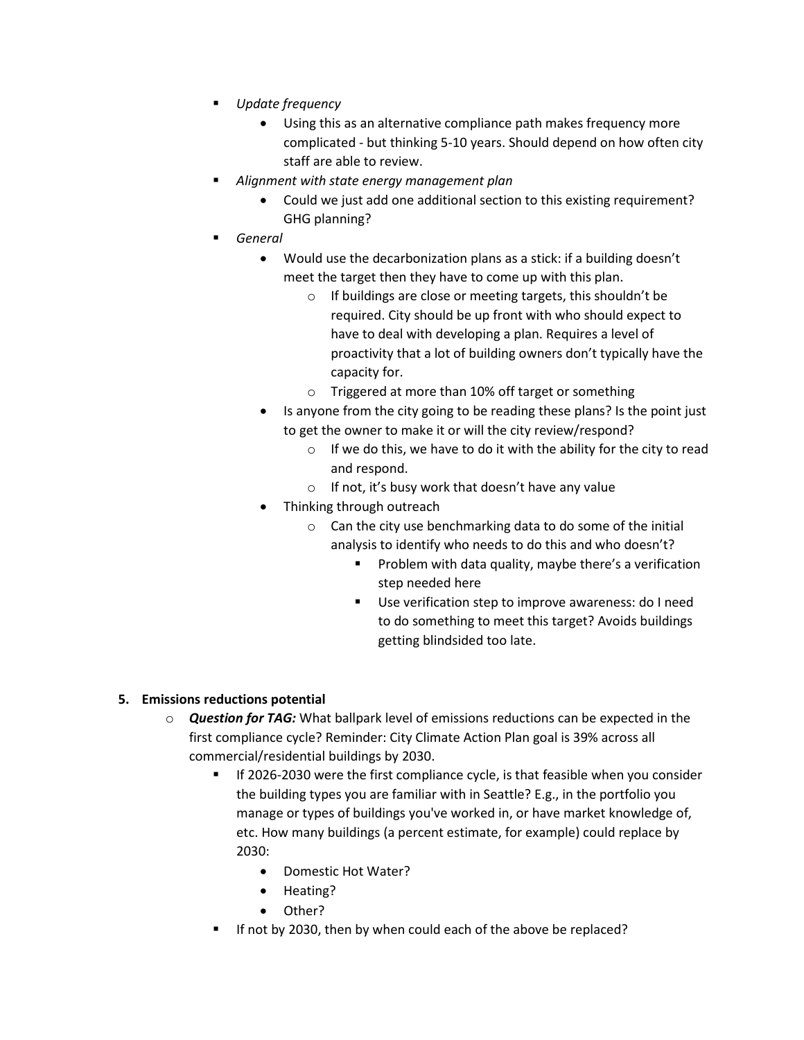- *Update frequency*
  - Using this as an alternative compliance path makes frequency more complicated - but thinking 5-10 years. Should depend on how often city staff are able to review.
- *Alignment with state energy management plan*
  - Could we just add one additional section to this existing requirement? GHG planning?
- *General*
  - Would use the decarbonization plans as a stick: if a building doesn't meet the target then they have to come up with this plan.
    - If buildings are close or meeting targets, this shouldn't be required. City should be up front with who should expect to have to deal with developing a plan. Requires a level of proactivity that a lot of building owners don't typically have the capacity for.
    - Triggered at more than 10% off target or something
  - Is anyone from the city going to be reading these plans? Is the point just to get the owner to make it or will the city review/respond?
    - If we do this, we have to do it with the ability for the city to read and respond.
    - If not, it's busy work that doesn't have any value
  - Thinking through outreach
    - Can the city use benchmarking data to do some of the initial analysis to identify who needs to do this and who doesn't?
      - Problem with data quality, maybe there's a verification step needed here
      - Use verification step to improve awareness: do I need to do something to meet this target? Avoids buildings getting blindsided too late.

**5. Emissions reductions potential**

- ***Question for TAG:*** What ballpark level of emissions reductions can be expected in the first compliance cycle? Reminder: City Climate Action Plan goal is 39% across all commercial/residential buildings by 2030.
  - If 2026-2030 were the first compliance cycle, is that feasible when you consider the building types you are familiar with in Seattle? E.g., in the portfolio you manage or types of buildings you've worked in, or have market knowledge of, etc. How many buildings (a percent estimate, for example) could replace by 2030:
    - Domestic Hot Water?
    - Heating?
    - Other?
  - If not by 2030, then by when could each of the above be replaced?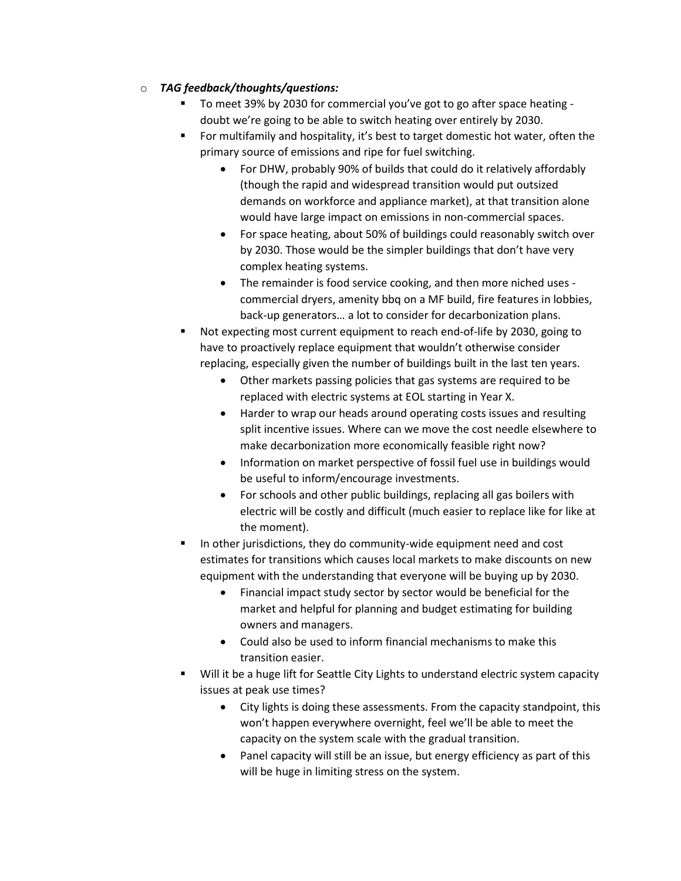- ***TAG feedback/thoughts/questions:***
  - To meet 39% by 2030 for commercial you've got to go after space heating - doubt we're going to be able to switch heating over entirely by 2030.
  - For multifamily and hospitality, it's best to target domestic hot water, often the primary source of emissions and ripe for fuel switching.
    - For DHW, probably 90% of builds that could do it relatively affordably (though the rapid and widespread transition would put outsized demands on workforce and appliance market), at that transition alone would have large impact on emissions in non-commercial spaces.
    - For space heating, about 50% of buildings could reasonably switch over by 2030. Those would be the simpler buildings that don't have very complex heating systems.
    - The remainder is food service cooking, and then more niched uses - commercial dryers, amenity bbq on a MF build, fire features in lobbies, back-up generators… a lot to consider for decarbonization plans.
  - Not expecting most current equipment to reach end-of-life by 2030, going to have to proactively replace equipment that wouldn't otherwise consider replacing, especially given the number of buildings built in the last ten years.
    - Other markets passing policies that gas systems are required to be replaced with electric systems at EOL starting in Year X.
    - Harder to wrap our heads around operating costs issues and resulting split incentive issues. Where can we move the cost needle elsewhere to make decarbonization more economically feasible right now?
    - Information on market perspective of fossil fuel use in buildings would be useful to inform/encourage investments.
    - For schools and other public buildings, replacing all gas boilers with electric will be costly and difficult (much easier to replace like for like at the moment).
  - In other jurisdictions, they do community-wide equipment need and cost estimates for transitions which causes local markets to make discounts on new equipment with the understanding that everyone will be buying up by 2030.
    - Financial impact study sector by sector would be beneficial for the market and helpful for planning and budget estimating for building owners and managers.
    - Could also be used to inform financial mechanisms to make this transition easier.
  - Will it be a huge lift for Seattle City Lights to understand electric system capacity issues at peak use times?
    - City lights is doing these assessments. From the capacity standpoint, this won't happen everywhere overnight, feel we'll be able to meet the capacity on the system scale with the gradual transition.
    - Panel capacity will still be an issue, but energy efficiency as part of this will be huge in limiting stress on the system.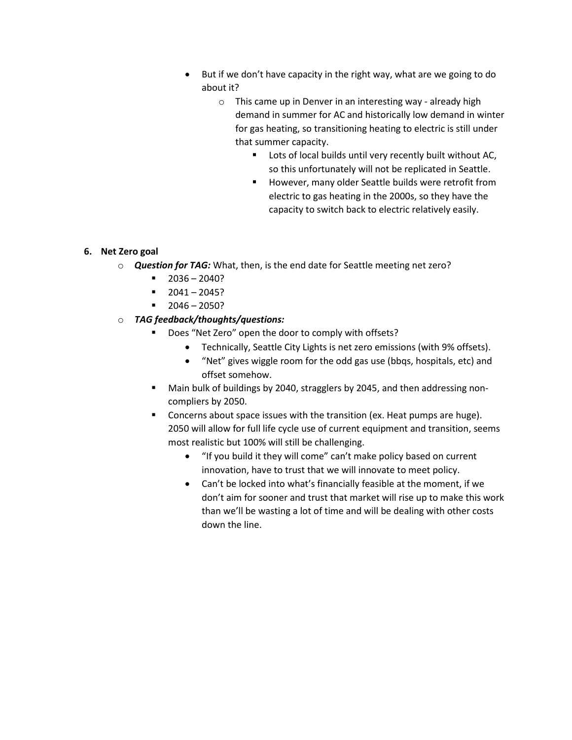- But if we don't have capacity in the right way, what are we going to do about it?
    - This came up in Denver in an interesting way - already high demand in summer for AC and historically low demand in winter for gas heating, so transitioning heating to electric is still under that summer capacity.
        - Lots of local builds until very recently built without AC, so this unfortunately will not be replicated in Seattle.
        - However, many older Seattle builds were retrofit from electric to gas heating in the 2000s, so they have the capacity to switch back to electric relatively easily.

**6. Net Zero goal**

- ***Question for TAG:*** What, then, is the end date for Seattle meeting net zero?
    - 2036 – 2040?
    - 2041 – 2045?
    - 2046 – 2050?
- ***TAG feedback/thoughts/questions:***
    - Does "Net Zero" open the door to comply with offsets?
        - Technically, Seattle City Lights is net zero emissions (with 9% offsets).
        - "Net" gives wiggle room for the odd gas use (bbqs, hospitals, etc) and offset somehow.
    - Main bulk of buildings by 2040, stragglers by 2045, and then addressing non-compliers by 2050.
    - Concerns about space issues with the transition (ex. Heat pumps are huge). 2050 will allow for full life cycle use of current equipment and transition, seems most realistic but 100% will still be challenging.
        - "If you build it they will come" can't make policy based on current innovation, have to trust that we will innovate to meet policy.
        - Can't be locked into what's financially feasible at the moment, if we don't aim for sooner and trust that market will rise up to make this work than we'll be wasting a lot of time and will be dealing with other costs down the line.